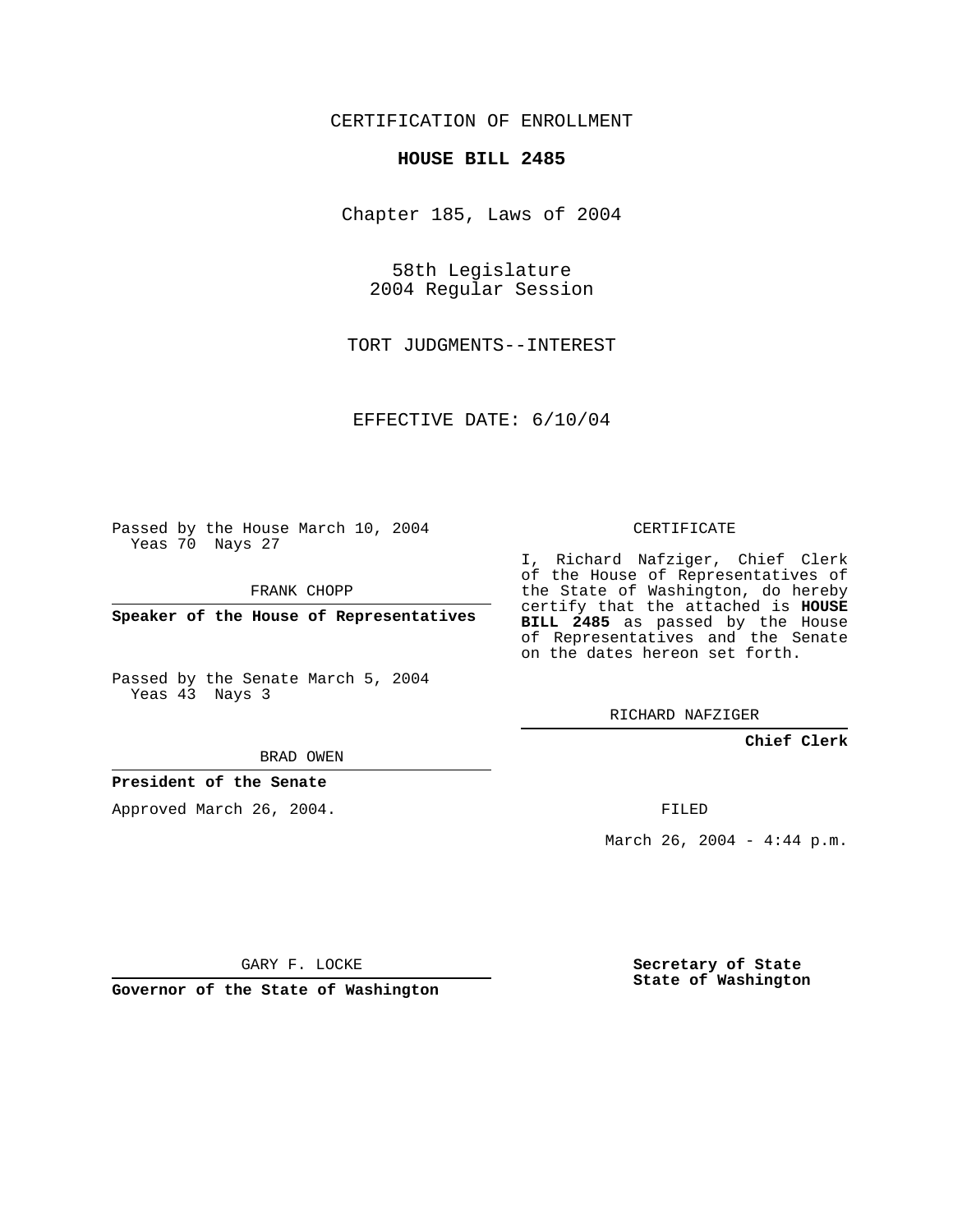CERTIFICATION OF ENROLLMENT

**HOUSE BILL 2485**

Chapter 185, Laws of 2004

58th Legislature
2004 Regular Session

TORT JUDGMENTS--INTEREST

EFFECTIVE DATE: 6/10/04

Passed by the House March 10, 2004
Yeas 70 Nays 27

FRANK CHOPP

**Speaker of the House of Representatives**

Passed by the Senate March 5, 2004
Yeas 43 Nays 3

BRAD OWEN

**President of the Senate**

Approved March 26, 2004.

GARY F. LOCKE

**Governor of the State of Washington**

CERTIFICATE

I, Richard Nafziger, Chief Clerk of the House of Representatives of the State of Washington, do hereby certify that the attached is **HOUSE BILL 2485** as passed by the House of Representatives and the Senate on the dates hereon set forth.

RICHARD NAFZIGER

**Chief Clerk**

FILED

March 26, 2004 - 4:44 p.m.

**Secretary of State**
**State of Washington**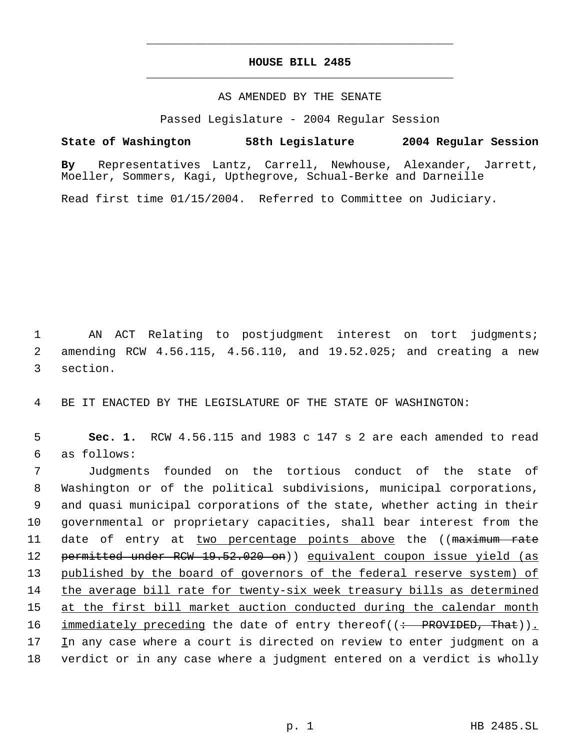# HOUSE BILL 2485

AS AMENDED BY THE SENATE

Passed Legislature - 2004 Regular Session

**State of Washington 58th Legislature 2004 Regular Session**

**By** Representatives Lantz, Carrell, Newhouse, Alexander, Jarrett, Moeller, Sommers, Kagi, Upthegrove, Schual-Berke and Darneille

Read first time 01/15/2004. Referred to Committee on Judiciary.

AN ACT Relating to postjudgment interest on tort judgments; amending RCW 4.56.115, 4.56.110, and 19.52.025; and creating a new section.

BE IT ENACTED BY THE LEGISLATURE OF THE STATE OF WASHINGTON:

**Sec. 1.** RCW 4.56.115 and 1983 c 147 s 2 are each amended to read as follows:

Judgments founded on the tortious conduct of the state of Washington or of the political subdivisions, municipal corporations, and quasi municipal corporations of the state, whether acting in their governmental or proprietary capacities, shall bear interest from the date of entry at two percentage points above the ((~~maximum rate permitted under RCW 19.52.020 on~~)) equivalent coupon issue yield (as published by the board of governors of the federal reserve system) of the average bill rate for twenty-six week treasury bills as determined at the first bill market auction conducted during the calendar month immediately preceding the date of entry thereof((~~: PROVIDED, That~~)). In any case where a court is directed on review to enter judgment on a verdict or in any case where a judgment entered on a verdict is wholly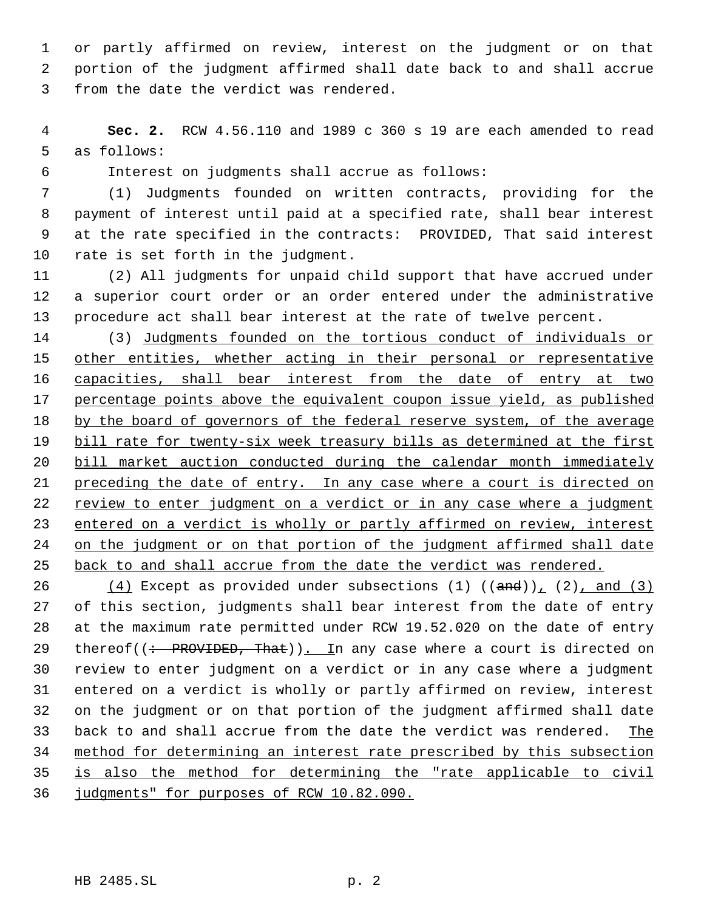or partly affirmed on review, interest on the judgment or on that portion of the judgment affirmed shall date back to and shall accrue from the date the verdict was rendered.

**Sec. 2.** RCW 4.56.110 and 1989 c 360 s 19 are each amended to read as follows:

Interest on judgments shall accrue as follows:

(1) Judgments founded on written contracts, providing for the payment of interest until paid at a specified rate, shall bear interest at the rate specified in the contracts: PROVIDED, That said interest rate is set forth in the judgment.

(2) All judgments for unpaid child support that have accrued under a superior court order or an order entered under the administrative procedure act shall bear interest at the rate of twelve percent.

(3) <u>Judgments founded on the tortious conduct of individuals or other entities, whether acting in their personal or representative capacities, shall bear interest from the date of entry at two percentage points above the equivalent coupon issue yield, as published by the board of governors of the federal reserve system, of the average bill rate for twenty-six week treasury bills as determined at the first bill market auction conducted during the calendar month immediately preceding the date of entry. In any case where a court is directed on review to enter judgment on a verdict or in any case where a judgment entered on a verdict is wholly or partly affirmed on review, interest on the judgment or on that portion of the judgment affirmed shall date back to and shall accrue from the date the verdict was rendered.</u>

<u>(4)</u> Except as provided under subsections (1) ((~~and~~))<u>,</u> (2)<u>, and (3)</u> of this section, judgments shall bear interest from the date of entry at the maximum rate permitted under RCW 19.52.020 on the date of entry thereof((~~: PROVIDED, That~~))<u>. I</u>n any case where a court is directed on review to enter judgment on a verdict or in any case where a judgment entered on a verdict is wholly or partly affirmed on review, interest on the judgment or on that portion of the judgment affirmed shall date back to and shall accrue from the date the verdict was rendered. <u>The method for determining an interest rate prescribed by this subsection is also the method for determining the "rate applicable to civil judgments" for purposes of RCW 10.82.090.</u>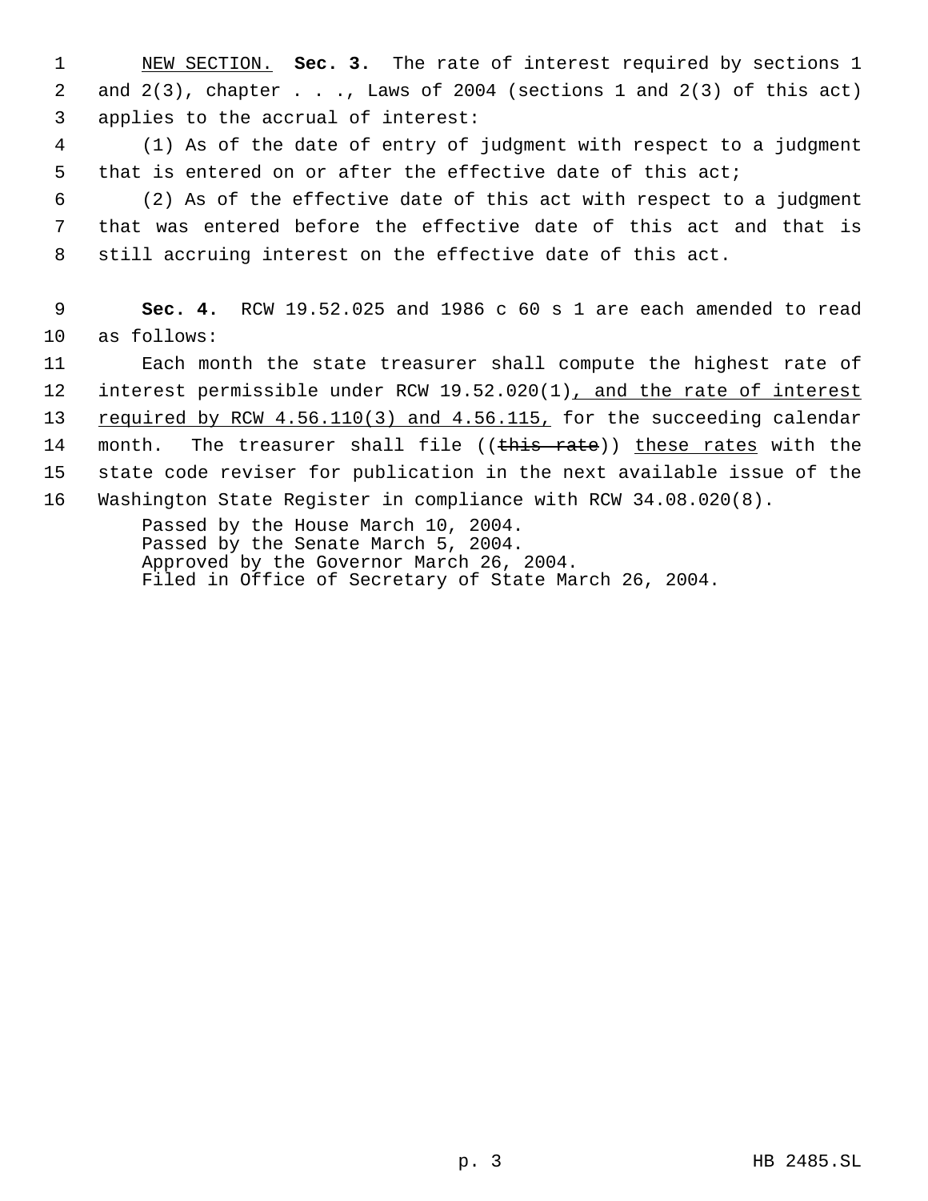NEW SECTION. **Sec. 3.** The rate of interest required by sections 1 and 2(3), chapter . . ., Laws of 2004 (sections 1 and 2(3) of this act) applies to the accrual of interest:

(1) As of the date of entry of judgment with respect to a judgment that is entered on or after the effective date of this act;

(2) As of the effective date of this act with respect to a judgment that was entered before the effective date of this act and that is still accruing interest on the effective date of this act.

**Sec. 4.** RCW 19.52.025 and 1986 c 60 s 1 are each amended to read as follows:

Each month the state treasurer shall compute the highest rate of interest permissible under RCW 19.52.020(1), and the rate of interest required by RCW 4.56.110(3) and 4.56.115, for the succeeding calendar month. The treasurer shall file ((~~this rate~~)) these rates with the state code reviser for publication in the next available issue of the Washington State Register in compliance with RCW 34.08.020(8).

Passed by the House March 10, 2004.
Passed by the Senate March 5, 2004.
Approved by the Governor March 26, 2004.
Filed in Office of Secretary of State March 26, 2004.